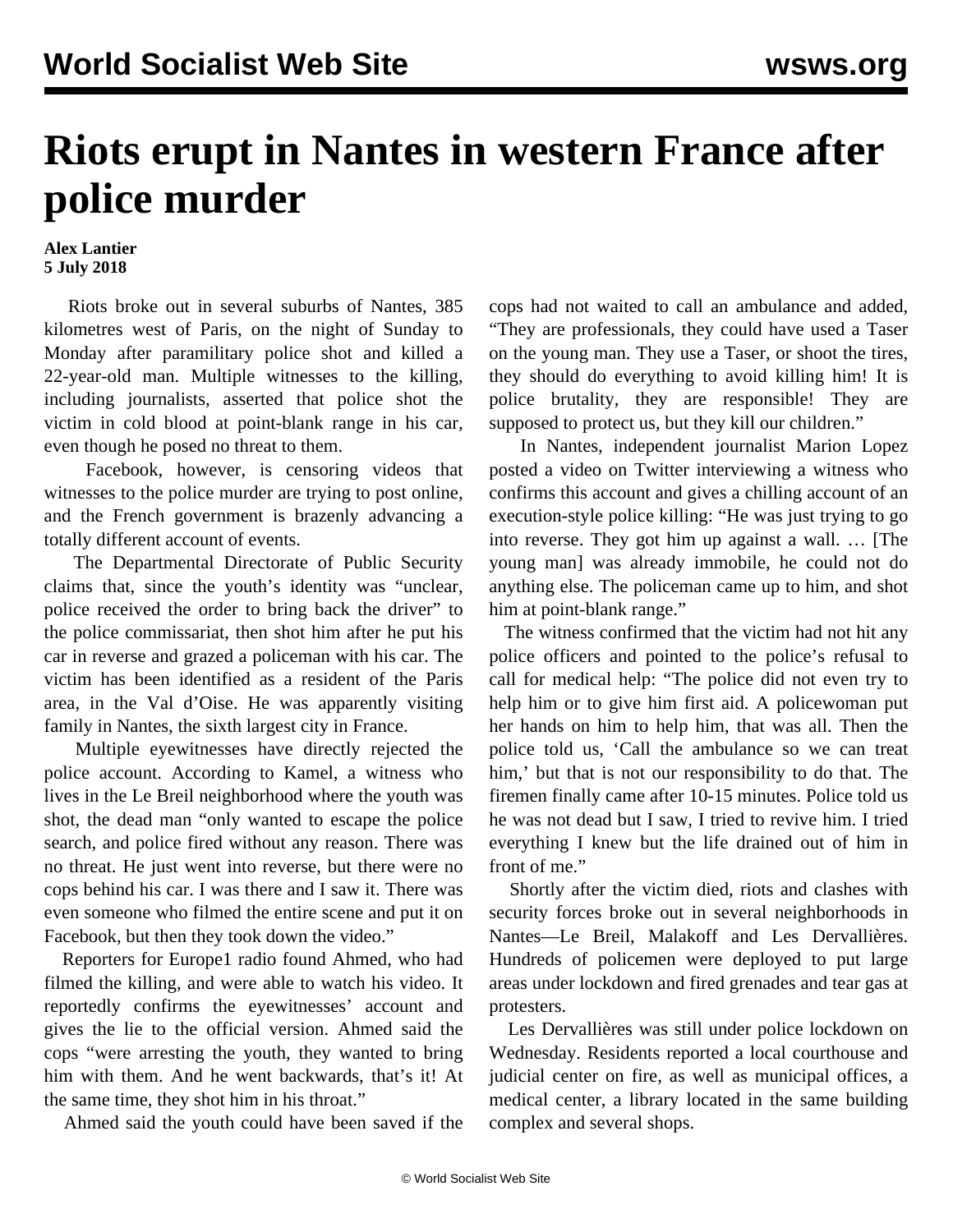# Riots erupt in Nantes in western France after police murder

**Alex Lantier**
**5 July 2018**

Riots broke out in several suburbs of Nantes, 385 kilometres west of Paris, on the night of Sunday to Monday after paramilitary police shot and killed a 22-year-old man. Multiple witnesses to the killing, including journalists, asserted that police shot the victim in cold blood at point-blank range in his car, even though he posed no threat to them.

Facebook, however, is censoring videos that witnesses to the police murder are trying to post online, and the French government is brazenly advancing a totally different account of events.

The Departmental Directorate of Public Security claims that, since the youth's identity was "unclear, police received the order to bring back the driver" to the police commissariat, then shot him after he put his car in reverse and grazed a policeman with his car. The victim has been identified as a resident of the Paris area, in the Val d'Oise. He was apparently visiting family in Nantes, the sixth largest city in France.

Multiple eyewitnesses have directly rejected the police account. According to Kamel, a witness who lives in the Le Breil neighborhood where the youth was shot, the dead man "only wanted to escape the police search, and police fired without any reason. There was no threat. He just went into reverse, but there were no cops behind his car. I was there and I saw it. There was even someone who filmed the entire scene and put it on Facebook, but then they took down the video."

Reporters for Europe1 radio found Ahmed, who had filmed the killing, and were able to watch his video. It reportedly confirms the eyewitnesses' account and gives the lie to the official version. Ahmed said the cops "were arresting the youth, they wanted to bring him with them. And he went backwards, that's it! At the same time, they shot him in his throat."

Ahmed said the youth could have been saved if the cops had not waited to call an ambulance and added, "They are professionals, they could have used a Taser on the young man. They use a Taser, or shoot the tires, they should do everything to avoid killing him! It is police brutality, they are responsible! They are supposed to protect us, but they kill our children."

In Nantes, independent journalist Marion Lopez posted a video on Twitter interviewing a witness who confirms this account and gives a chilling account of an execution-style police killing: "He was just trying to go into reverse. They got him up against a wall. … [The young man] was already immobile, he could not do anything else. The policeman came up to him, and shot him at point-blank range."

The witness confirmed that the victim had not hit any police officers and pointed to the police's refusal to call for medical help: "The police did not even try to help him or to give him first aid. A policewoman put her hands on him to help him, that was all. Then the police told us, 'Call the ambulance so we can treat him,' but that is not our responsibility to do that. The firemen finally came after 10-15 minutes. Police told us he was not dead but I saw, I tried to revive him. I tried everything I knew but the life drained out of him in front of me."

Shortly after the victim died, riots and clashes with security forces broke out in several neighborhoods in Nantes—Le Breil, Malakoff and Les Dervallières. Hundreds of policemen were deployed to put large areas under lockdown and fired grenades and tear gas at protesters.

Les Dervallières was still under police lockdown on Wednesday. Residents reported a local courthouse and judicial center on fire, as well as municipal offices, a medical center, a library located in the same building complex and several shops.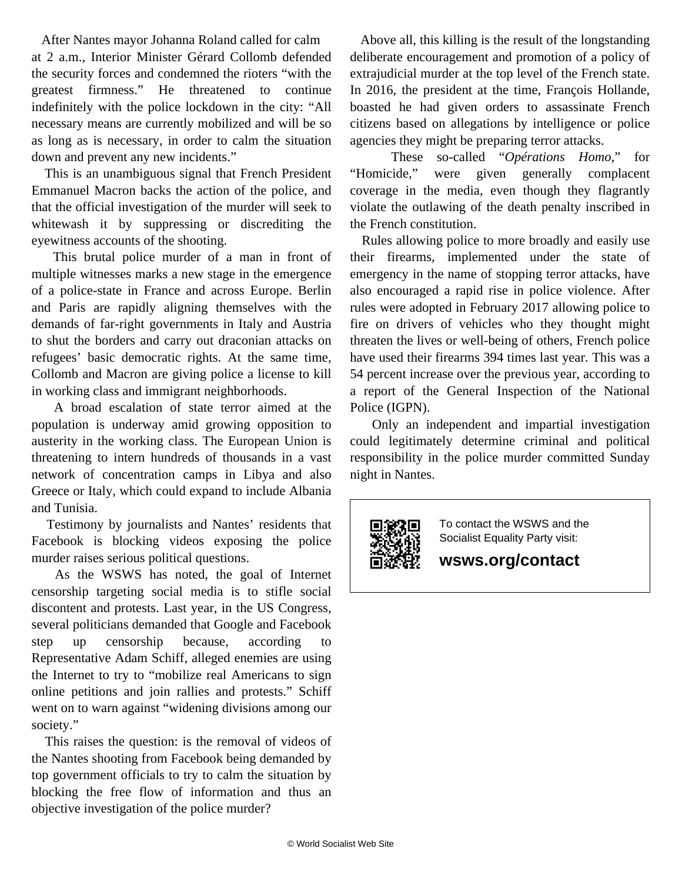After Nantes mayor Johanna Roland called for calm at 2 a.m., Interior Minister Gérard Collomb defended the security forces and condemned the rioters "with the greatest firmness." He threatened to continue indefinitely with the police lockdown in the city: "All necessary means are currently mobilized and will be so as long as is necessary, in order to calm the situation down and prevent any new incidents."

This is an unambiguous signal that French President Emmanuel Macron backs the action of the police, and that the official investigation of the murder will seek to whitewash it by suppressing or discrediting the eyewitness accounts of the shooting.

This brutal police murder of a man in front of multiple witnesses marks a new stage in the emergence of a police-state in France and across Europe. Berlin and Paris are rapidly aligning themselves with the demands of far-right governments in Italy and Austria to shut the borders and carry out draconian attacks on refugees' basic democratic rights. At the same time, Collomb and Macron are giving police a license to kill in working class and immigrant neighborhoods.

A broad escalation of state terror aimed at the population is underway amid growing opposition to austerity in the working class. The European Union is threatening to intern hundreds of thousands in a vast network of concentration camps in Libya and also Greece or Italy, which could expand to include Albania and Tunisia.

Testimony by journalists and Nantes' residents that Facebook is blocking videos exposing the police murder raises serious political questions.

As the WSWS has noted, the goal of Internet censorship targeting social media is to stifle social discontent and protests. Last year, in the US Congress, several politicians demanded that Google and Facebook step up censorship because, according to Representative Adam Schiff, alleged enemies are using the Internet to try to "mobilize real Americans to sign online petitions and join rallies and protests." Schiff went on to warn against "widening divisions among our society."

This raises the question: is the removal of videos of the Nantes shooting from Facebook being demanded by top government officials to try to calm the situation by blocking the free flow of information and thus an objective investigation of the police murder?

Above all, this killing is the result of the longstanding deliberate encouragement and promotion of a policy of extrajudicial murder at the top level of the French state. In 2016, the president at the time, François Hollande, boasted he had given orders to assassinate French citizens based on allegations by intelligence or police agencies they might be preparing terror attacks.

These so-called "*Opérations Homo*," for "Homicide," were given generally complacent coverage in the media, even though they flagrantly violate the outlawing of the death penalty inscribed in the French constitution.

Rules allowing police to more broadly and easily use their firearms, implemented under the state of emergency in the name of stopping terror attacks, have also encouraged a rapid rise in police violence. After rules were adopted in February 2017 allowing police to fire on drivers of vehicles who they thought might threaten the lives or well-being of others, French police have used their firearms 394 times last year. This was a 54 percent increase over the previous year, according to a report of the General Inspection of the National Police (IGPN).

Only an independent and impartial investigation could legitimately determine criminal and political responsibility in the police murder committed Sunday night in Nantes.

To contact the WSWS and the Socialist Equality Party visit:

**wsws.org/contact**